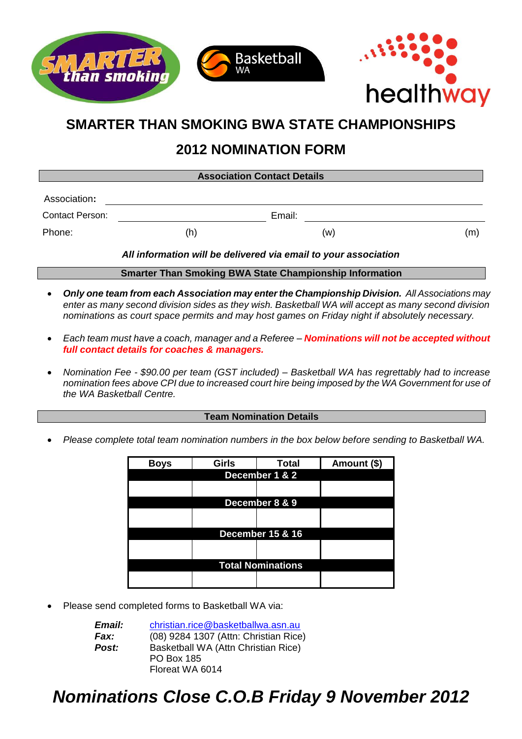# SMARTER THAN SMOKING BWA STATE CHAMPIONSHIPS

## 2012 NOMINATION FORM

**Association Contact Details**

Association: ____________________

Contact Person: ____________________ Email: ____________________

Phone: (h) (w) (m)

***All information will be delivered via email to your association***

**Smarter Than Smoking BWA State Championship Information**

- ***Only one team from each Association may enter the Championship Division.*** *All Associations may enter as many second division sides as they wish. Basketball WA will accept as many second division nominations as court space permits and may host games on Friday night if absolutely necessary.*
- *Each team must have a coach, manager and a Referee –* ***Nominations will not be accepted without full contact details for coaches & managers.***
- *Nomination Fee - $90.00 per team (GST included) – Basketball WA has regrettably had to increase nomination fees above CPI due to increased court hire being imposed by the WA Government for use of the WA Basketball Centre.*

**Team Nomination Details**

- *Please complete total team nomination numbers in the box below before sending to Basketball WA.*

| Boys | Girls | Total | Amount ($) |
|---|---|---|---|
| **December 1 & 2** | | | |
| | | | |
| **December 8 & 9** | | | |
| | | | |
| **December 15 & 16** | | | |
| | | | |
| **Total Nominations** | | | |
| | | | |

- Please send completed forms to Basketball WA via:

***Email:*** christian.rice@basketballwa.asn.au
***Fax:*** (08) 9284 1307 (Attn: Christian Rice)
***Post:*** Basketball WA (Attn Christian Rice)
PO Box 185
Floreat WA 6014

# *Nominations Close C.O.B Friday 9 November 2012*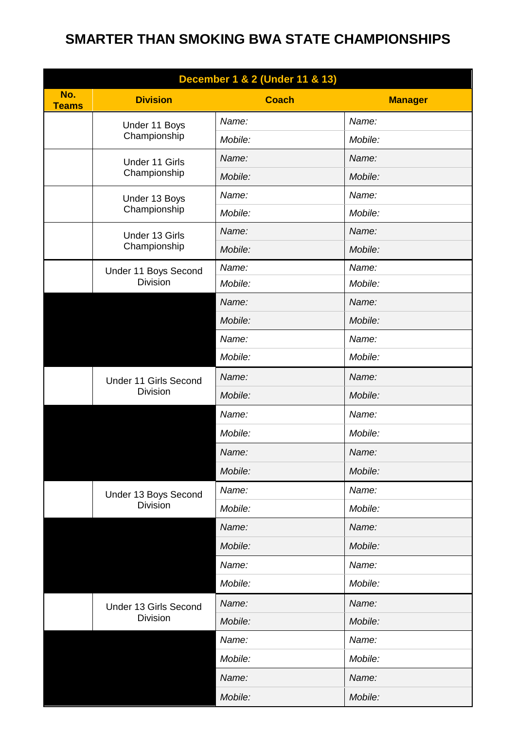# SMARTER THAN SMOKING BWA STATE CHAMPIONSHIPS

| December 1 & 2 (Under 11 & 13) | | | |
|---|---|---|---|
| **No. Teams** | **Division** | **Coach** | **Manager** |
| | Under 11 Boys Championship | *Name:* | *Name:* |
| | | *Mobile:* | *Mobile:* |
| | Under 11 Girls Championship | *Name:* | *Name:* |
| | | *Mobile:* | *Mobile:* |
| | Under 13 Boys Championship | *Name:* | *Name:* |
| | | *Mobile:* | *Mobile:* |
| | Under 13 Girls Championship | *Name:* | *Name:* |
| | | *Mobile:* | *Mobile:* |
| | Under 11 Boys Second Division | *Name:* | *Name:* |
| | | *Mobile:* | *Mobile:* |
| | | *Name:* | *Name:* |
| | | *Mobile:* | *Mobile:* |
| | | *Name:* | *Name:* |
| | | *Mobile:* | *Mobile:* |
| | Under 11 Girls Second Division | *Name:* | *Name:* |
| | | *Mobile:* | *Mobile:* |
| | | *Name:* | *Name:* |
| | | *Mobile:* | *Mobile:* |
| | | *Name:* | *Name:* |
| | | *Mobile:* | *Mobile:* |
| | Under 13 Boys Second Division | *Name:* | *Name:* |
| | | *Mobile:* | *Mobile:* |
| | | *Name:* | *Name:* |
| | | *Mobile:* | *Mobile:* |
| | | *Name:* | *Name:* |
| | | *Mobile:* | *Mobile:* |
| | Under 13 Girls Second Division | *Name:* | *Name:* |
| | | *Mobile:* | *Mobile:* |
| | | *Name:* | *Name:* |
| | | *Mobile:* | *Mobile:* |
| | | *Name:* | *Name:* |
| | | *Mobile:* | *Mobile:* |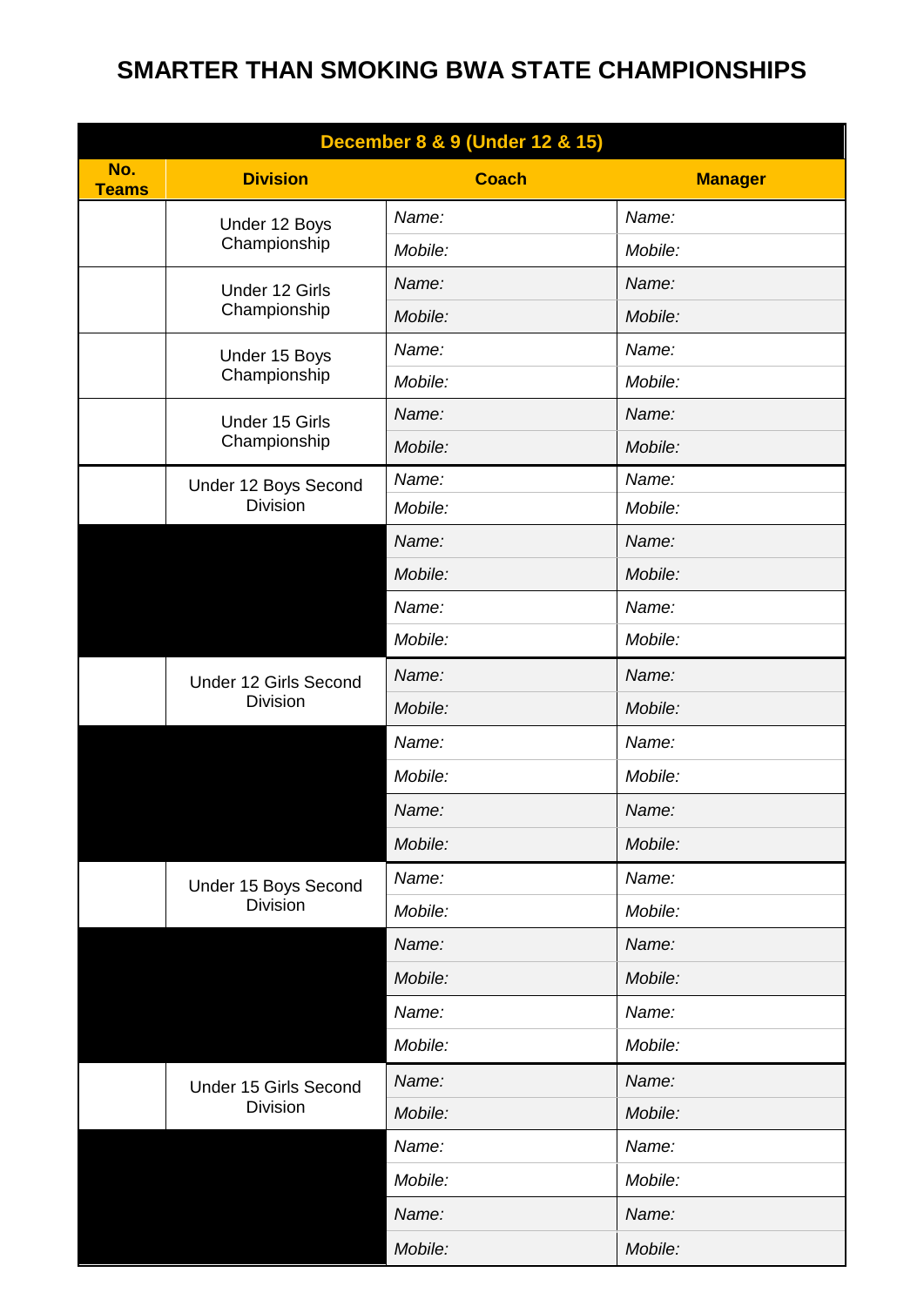# SMARTER THAN SMOKING BWA STATE CHAMPIONSHIPS

| December 8 & 9 (Under 12 & 15) | | | |
|---|---|---|---|
| **No. Teams** | **Division** | **Coach** | **Manager** |
| | Under 12 Boys Championship | *Name:* | *Name:* |
| | | *Mobile:* | *Mobile:* |
| | Under 12 Girls Championship | *Name:* | *Name:* |
| | | *Mobile:* | *Mobile:* |
| | Under 15 Boys Championship | *Name:* | *Name:* |
| | | *Mobile:* | *Mobile:* |
| | Under 15 Girls Championship | *Name:* | *Name:* |
| | | *Mobile:* | *Mobile:* |
| | Under 12 Boys Second Division | *Name:* | *Name:* |
| | | *Mobile:* | *Mobile:* |
| | | *Name:* | *Name:* |
| | | *Mobile:* | *Mobile:* |
| | | *Name:* | *Name:* |
| | | *Mobile:* | *Mobile:* |
| | Under 12 Girls Second Division | *Name:* | *Name:* |
| | | *Mobile:* | *Mobile:* |
| | | *Name:* | *Name:* |
| | | *Mobile:* | *Mobile:* |
| | | *Name:* | *Name:* |
| | | *Mobile:* | *Mobile:* |
| | Under 15 Boys Second Division | *Name:* | *Name:* |
| | | *Mobile:* | *Mobile:* |
| | | *Name:* | *Name:* |
| | | *Mobile:* | *Mobile:* |
| | | *Name:* | *Name:* |
| | | *Mobile:* | *Mobile:* |
| | Under 15 Girls Second Division | *Name:* | *Name:* |
| | | *Mobile:* | *Mobile:* |
| | | *Name:* | *Name:* |
| | | *Mobile:* | *Mobile:* |
| | | *Name:* | *Name:* |
| | | *Mobile:* | *Mobile:* |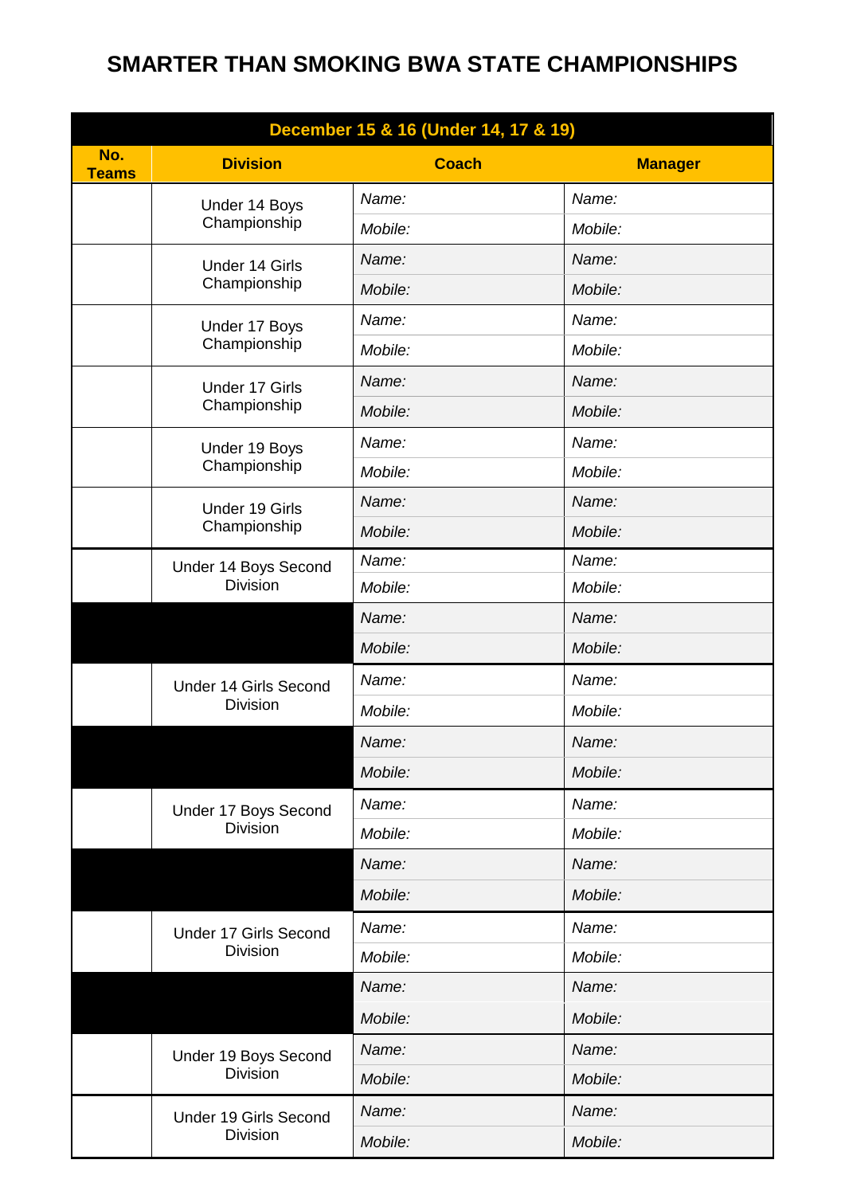# SMARTER THAN SMOKING BWA STATE CHAMPIONSHIPS

| December 15 & 16 (Under 14, 17 & 19) | | | |
|---|---|---|---|
| **No. Teams** | **Division** | **Coach** | **Manager** |
| | Under 14 Boys Championship | *Name:* | *Name:* |
| | | *Mobile:* | *Mobile:* |
| | Under 14 Girls Championship | *Name:* | *Name:* |
| | | *Mobile:* | *Mobile:* |
| | Under 17 Boys Championship | *Name:* | *Name:* |
| | | *Mobile:* | *Mobile:* |
| | Under 17 Girls Championship | *Name:* | *Name:* |
| | | *Mobile:* | *Mobile:* |
| | Under 19 Boys Championship | *Name:* | *Name:* |
| | | *Mobile:* | *Mobile:* |
| | Under 19 Girls Championship | *Name:* | *Name:* |
| | | *Mobile:* | *Mobile:* |
| | Under 14 Boys Second Division | *Name:* | *Name:* |
| | | *Mobile:* | *Mobile:* |
| | | *Name:* | *Name:* |
| | | *Mobile:* | *Mobile:* |
| | Under 14 Girls Second Division | *Name:* | *Name:* |
| | | *Mobile:* | *Mobile:* |
| | | *Name:* | *Name:* |
| | | *Mobile:* | *Mobile:* |
| | Under 17 Boys Second Division | *Name:* | *Name:* |
| | | *Mobile:* | *Mobile:* |
| | | *Name:* | *Name:* |
| | | *Mobile:* | *Mobile:* |
| | Under 17 Girls Second Division | *Name:* | *Name:* |
| | | *Mobile:* | *Mobile:* |
| | | *Name:* | *Name:* |
| | | *Mobile:* | *Mobile:* |
| | Under 19 Boys Second Division | *Name:* | *Name:* |
| | | *Mobile:* | *Mobile:* |
| | Under 19 Girls Second Division | *Name:* | *Name:* |
| | | *Mobile:* | *Mobile:* |